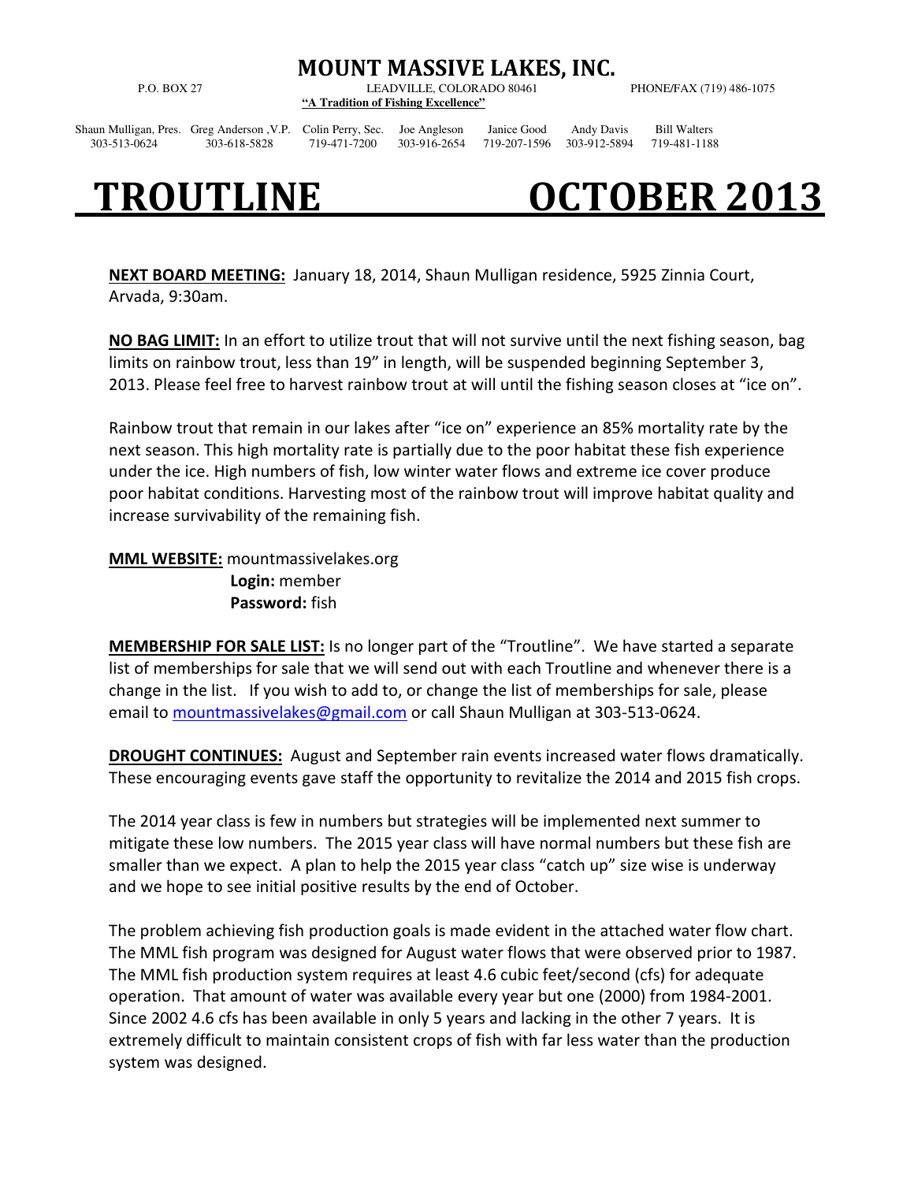# MOUNT MASSIVE LAKES, INC.

P.O. BOX 27 LEADVILLE, COLORADO 80461 PHONE/FAX (719) 486-1075

**"A Tradition of Fishing Excellence"**

| Shaun Mulligan, Pres. | Greg Anderson ,V.P. | Colin Perry, Sec. | Joe Angleson | Janice Good | Andy Davis | Bill Walters |
|---|---|---|---|---|---|---|
| 303-513-0624 | 303-618-5828 | 719-471-7200 | 303-916-2654 | 719-207-1596 | 303-912-5894 | 719-481-1188 |

# TROUTLINE OCTOBER 2013

**NEXT BOARD MEETING:** January 18, 2014, Shaun Mulligan residence, 5925 Zinnia Court, Arvada, 9:30am.

**NO BAG LIMIT:** In an effort to utilize trout that will not survive until the next fishing season, bag limits on rainbow trout, less than 19" in length, will be suspended beginning September 3, 2013. Please feel free to harvest rainbow trout at will until the fishing season closes at "ice on".

Rainbow trout that remain in our lakes after "ice on" experience an 85% mortality rate by the next season. This high mortality rate is partially due to the poor habitat these fish experience under the ice. High numbers of fish, low winter water flows and extreme ice cover produce poor habitat conditions. Harvesting most of the rainbow trout will improve habitat quality and increase survivability of the remaining fish.

**MML WEBSITE:** mountmassivelakes.org
**Login:** member
**Password:** fish

**MEMBERSHIP FOR SALE LIST:** Is no longer part of the "Troutline". We have started a separate list of memberships for sale that we will send out with each Troutline and whenever there is a change in the list. If you wish to add to, or change the list of memberships for sale, please email to mountmassivelakes@gmail.com or call Shaun Mulligan at 303-513-0624.

**DROUGHT CONTINUES:** August and September rain events increased water flows dramatically. These encouraging events gave staff the opportunity to revitalize the 2014 and 2015 fish crops.

The 2014 year class is few in numbers but strategies will be implemented next summer to mitigate these low numbers. The 2015 year class will have normal numbers but these fish are smaller than we expect. A plan to help the 2015 year class "catch up" size wise is underway and we hope to see initial positive results by the end of October.

The problem achieving fish production goals is made evident in the attached water flow chart. The MML fish program was designed for August water flows that were observed prior to 1987. The MML fish production system requires at least 4.6 cubic feet/second (cfs) for adequate operation. That amount of water was available every year but one (2000) from 1984-2001. Since 2002 4.6 cfs has been available in only 5 years and lacking in the other 7 years. It is extremely difficult to maintain consistent crops of fish with far less water than the production system was designed.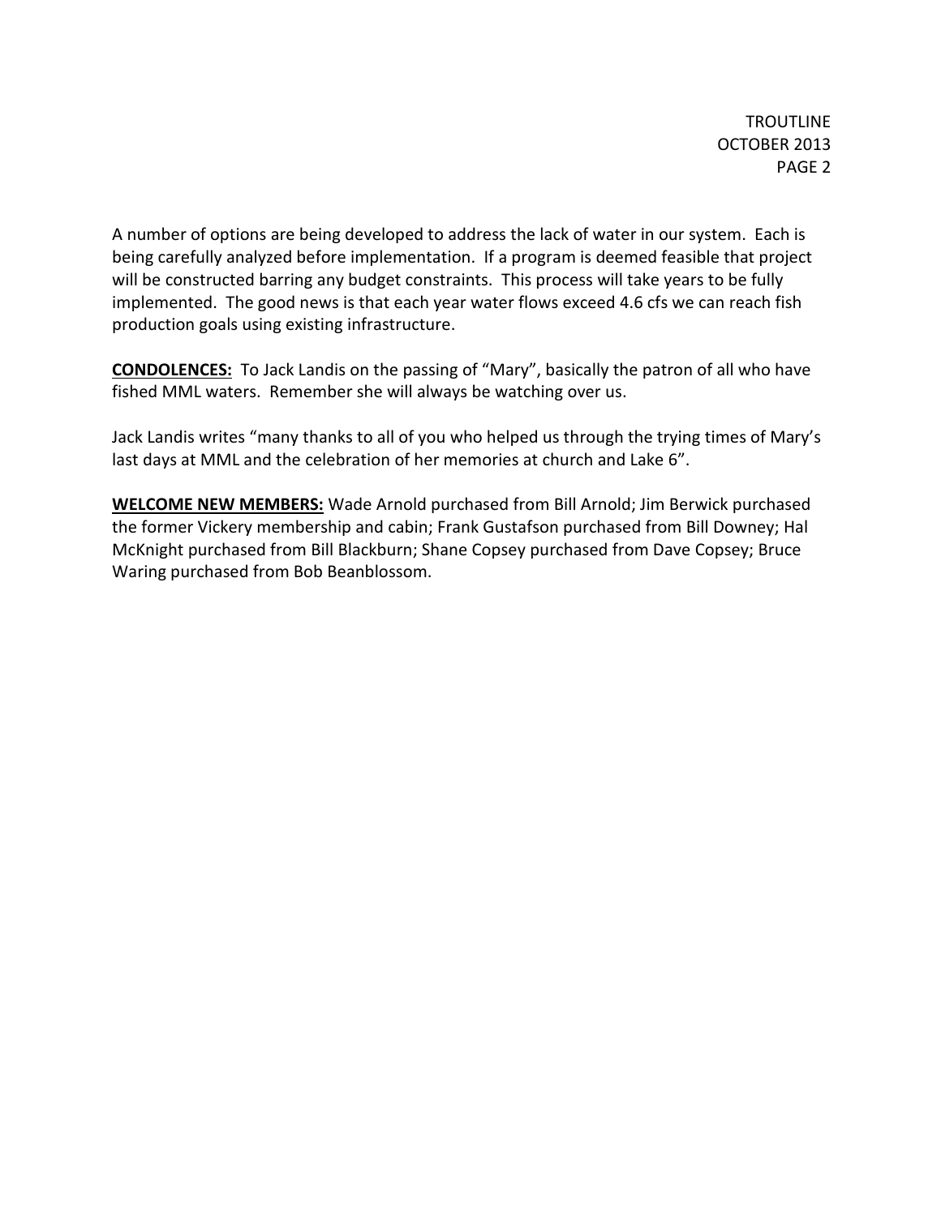A number of options are being developed to address the lack of water in our system. Each is being carefully analyzed before implementation. If a program is deemed feasible that project will be constructed barring any budget constraints. This process will take years to be fully implemented. The good news is that each year water flows exceed 4.6 cfs we can reach fish production goals using existing infrastructure.

**<u>CONDOLENCES:</u>** To Jack Landis on the passing of "Mary", basically the patron of all who have fished MML waters. Remember she will always be watching over us.

Jack Landis writes "many thanks to all of you who helped us through the trying times of Mary's last days at MML and the celebration of her memories at church and Lake 6".

**<u>WELCOME NEW MEMBERS:</u>** Wade Arnold purchased from Bill Arnold; Jim Berwick purchased the former Vickery membership and cabin; Frank Gustafson purchased from Bill Downey; Hal McKnight purchased from Bill Blackburn; Shane Copsey purchased from Dave Copsey; Bruce Waring purchased from Bob Beanblossom.